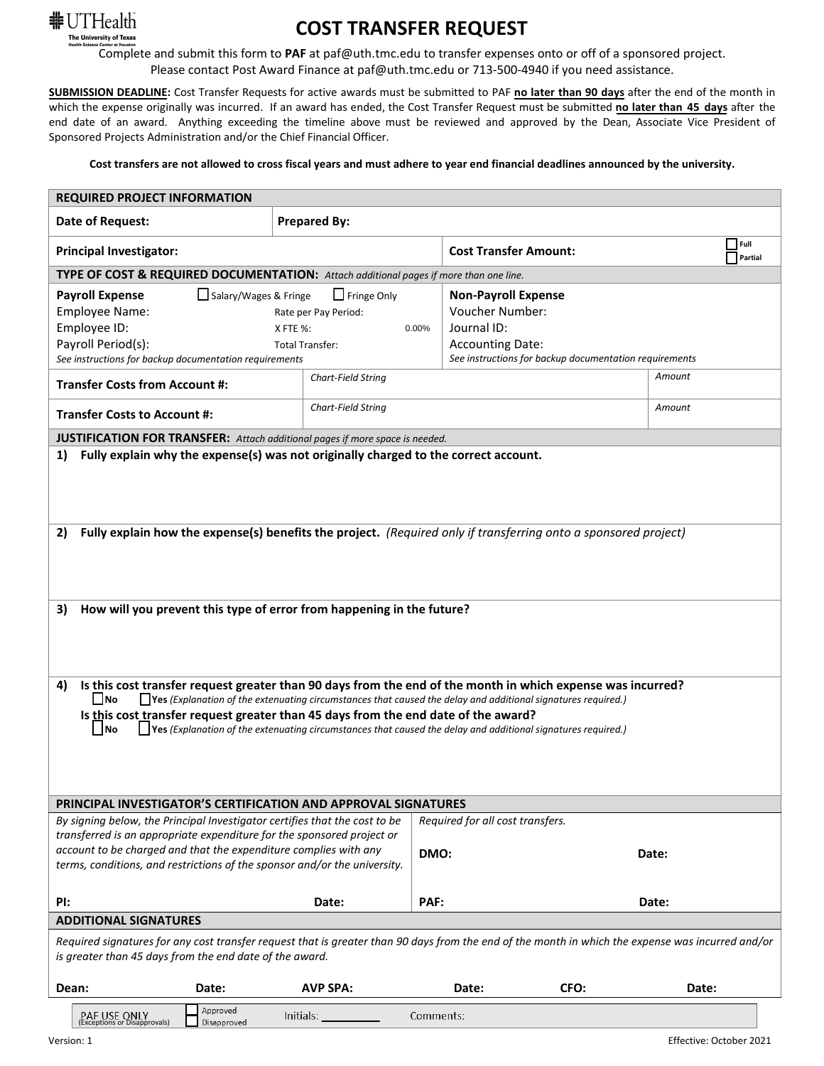UTHealth
The University of Texas Health Science Center at Houston

# COST TRANSFER REQUEST

Complete and submit this form to **PAF** at paf@uth.tmc.edu to transfer expenses onto or off of a sponsored project.
Please contact Post Award Finance at paf@uth.tmc.edu or 713-500-4940 if you need assistance.

**SUBMISSION DEADLINE:** Cost Transfer Requests for active awards must be submitted to PAF **no later than 90 days** after the end of the month in which the expense originally was incurred. If an award has ended, the Cost Transfer Request must be submitted **no later than 45 days** after the end date of an award. Anything exceeding the timeline above must be reviewed and approved by the Dean, Associate Vice President of Sponsored Projects Administration and/or the Chief Financial Officer.

**Cost transfers are not allowed to cross fiscal years and must adhere to year end financial deadlines announced by the university.**

## REQUIRED PROJECT INFORMATION

| **Date of Request:** | **Prepared By:** |
|---|---|
| **Principal Investigator:** | **Cost Transfer Amount:** ☐ Full ☐ Partial |

## TYPE OF COST & REQUIRED DOCUMENTATION: *Attach additional pages if more than one line.*

| **Payroll Expense** ☐ Salary/Wages & Fringe ☐ Fringe Only | **Non-Payroll Expense** |
|---|---|
| Employee Name: Rate per Pay Period: | Voucher Number: |
| Employee ID: X FTE %: 0.00% | Journal ID: |
| Payroll Period(s): Total Transfer: | Accounting Date: |
| *See instructions for backup documentation requirements* | *See instructions for backup documentation requirements* |

| | | |
|---|---|---|
| **Transfer Costs from Account #:** | *Chart-Field String* | *Amount* |
| **Transfer Costs to Account #:** | *Chart-Field String* | *Amount* |

## JUSTIFICATION FOR TRANSFER: *Attach additional pages if more space is needed.*

1) **Fully explain why the expense(s) was not originally charged to the correct account.**

2) **Fully explain how the expense(s) benefits the project.** *(Required only if transferring onto a sponsored project)*

3) **How will you prevent this type of error from happening in the future?**

4) **Is this cost transfer request greater than 90 days from the end of the month in which expense was incurred?**
☐ **No** ☐ **Yes** *(Explanation of the extenuating circumstances that caused the delay and additional signatures required.)*
**Is this cost transfer request greater than 45 days from the end date of the award?**
☐ **No** ☐ **Yes** *(Explanation of the extenuating circumstances that caused the delay and additional signatures required.)*

## PRINCIPAL INVESTIGATOR'S CERTIFICATION AND APPROVAL SIGNATURES

| *By signing below, the Principal Investigator certifies that the cost to be transferred is an appropriate expenditure for the sponsored project or account to be charged and that the expenditure complies with any terms, conditions, and restrictions of the sponsor and/or the university.* | *Required for all cost transfers.* |
|---|---|
| | **DMO:** **Date:** |
| **PI:** **Date:** | **PAF:** **Date:** |

## ADDITIONAL SIGNATURES

*Required signatures for any cost transfer request that is greater than 90 days from the end of the month in which the expense was incurred and/or is greater than 45 days from the end date of the award.*

| **Dean:** | **Date:** | **AVP SPA:** | **Date:** | **CFO:** | **Date:** |
|---|---|---|---|---|---|

PAF USE ONLY (Exceptions or Disapprovals) ☐ Approved ☐ Disapproved Initials: ________ Comments:

Version: 1 Effective: October 2021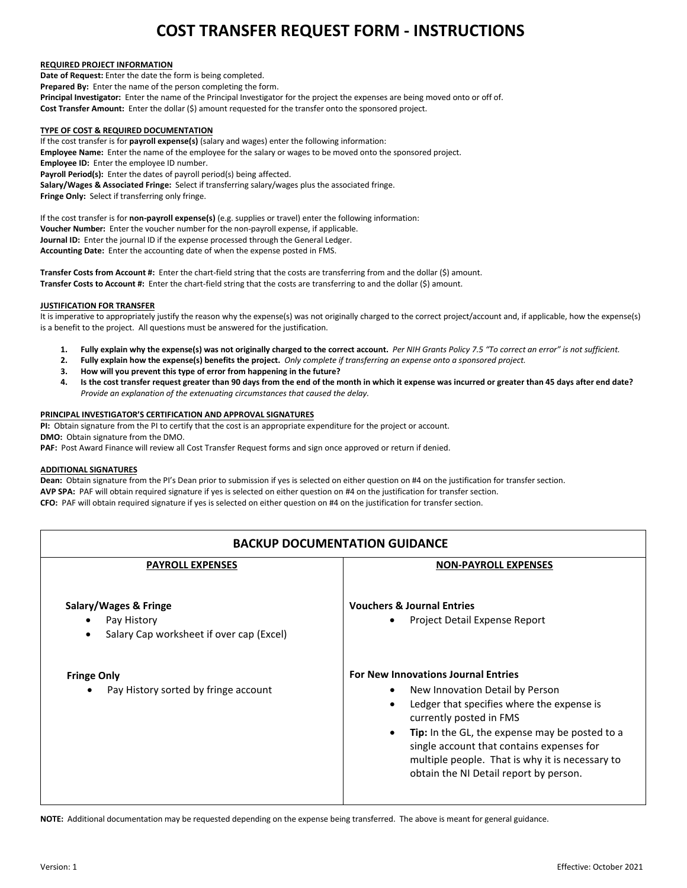# COST TRANSFER REQUEST FORM - INSTRUCTIONS

**REQUIRED PROJECT INFORMATION**

**Date of Request:** Enter the date the form is being completed.
**Prepared By:** Enter the name of the person completing the form.
**Principal Investigator:** Enter the name of the Principal Investigator for the project the expenses are being moved onto or off of.
**Cost Transfer Amount:** Enter the dollar ($) amount requested for the transfer onto the sponsored project.

**TYPE OF COST & REQUIRED DOCUMENTATION**

If the cost transfer is for **payroll expense(s)** (salary and wages) enter the following information:
**Employee Name:** Enter the name of the employee for the salary or wages to be moved onto the sponsored project.
**Employee ID:** Enter the employee ID number.
**Payroll Period(s):** Enter the dates of payroll period(s) being affected.
**Salary/Wages & Associated Fringe:** Select if transferring salary/wages plus the associated fringe.
**Fringe Only:** Select if transferring only fringe.

If the cost transfer is for **non-payroll expense(s)** (e.g. supplies or travel) enter the following information:
**Voucher Number:** Enter the voucher number for the non-payroll expense, if applicable.
**Journal ID:** Enter the journal ID if the expense processed through the General Ledger.
**Accounting Date:** Enter the accounting date of when the expense posted in FMS.

**Transfer Costs from Account #:** Enter the chart-field string that the costs are transferring from and the dollar ($) amount.
**Transfer Costs to Account #:** Enter the chart-field string that the costs are transferring to and the dollar ($) amount.

**JUSTIFICATION FOR TRANSFER**

It is imperative to appropriately justify the reason why the expense(s) was not originally charged to the correct project/account and, if applicable, how the expense(s) is a benefit to the project. All questions must be answered for the justification.

1. **Fully explain why the expense(s) was not originally charged to the correct account.** *Per NIH Grants Policy 7.5 "To correct an error" is not sufficient.*
2. **Fully explain how the expense(s) benefits the project.** *Only complete if transferring an expense onto a sponsored project.*
3. **How will you prevent this type of error from happening in the future?**
4. **Is the cost transfer request greater than 90 days from the end of the month in which it expense was incurred or greater than 45 days after end date?** *Provide an explanation of the extenuating circumstances that caused the delay.*

**PRINCIPAL INVESTIGATOR'S CERTIFICATION AND APPROVAL SIGNATURES**

**PI:** Obtain signature from the PI to certify that the cost is an appropriate expenditure for the project or account.
**DMO:** Obtain signature from the DMO.
**PAF:** Post Award Finance will review all Cost Transfer Request forms and sign once approved or return if denied.

**ADDITIONAL SIGNATURES**

**Dean:** Obtain signature from the PI's Dean prior to submission if yes is selected on either question on #4 on the justification for transfer section.
**AVP SPA:** PAF will obtain required signature if yes is selected on either question on #4 on the justification for transfer section.
**CFO:** PAF will obtain required signature if yes is selected on either question on #4 on the justification for transfer section.

## BACKUP DOCUMENTATION GUIDANCE

| PAYROLL EXPENSES | NON-PAYROLL EXPENSES |
|---|---|
| **Salary/Wages & Fringe**<br>• Pay History<br>• Salary Cap worksheet if over cap (Excel) | **Vouchers & Journal Entries**<br>• Project Detail Expense Report |
| **Fringe Only**<br>• Pay History sorted by fringe account | **For New Innovations Journal Entries**<br>• New Innovation Detail by Person<br>• Ledger that specifies where the expense is currently posted in FMS<br>• **Tip:** In the GL, the expense may be posted to a single account that contains expenses for multiple people. That is why it is necessary to obtain the NI Detail report by person. |

**NOTE:** Additional documentation may be requested depending on the expense being transferred. The above is meant for general guidance.

Version: 1 Effective: October 2021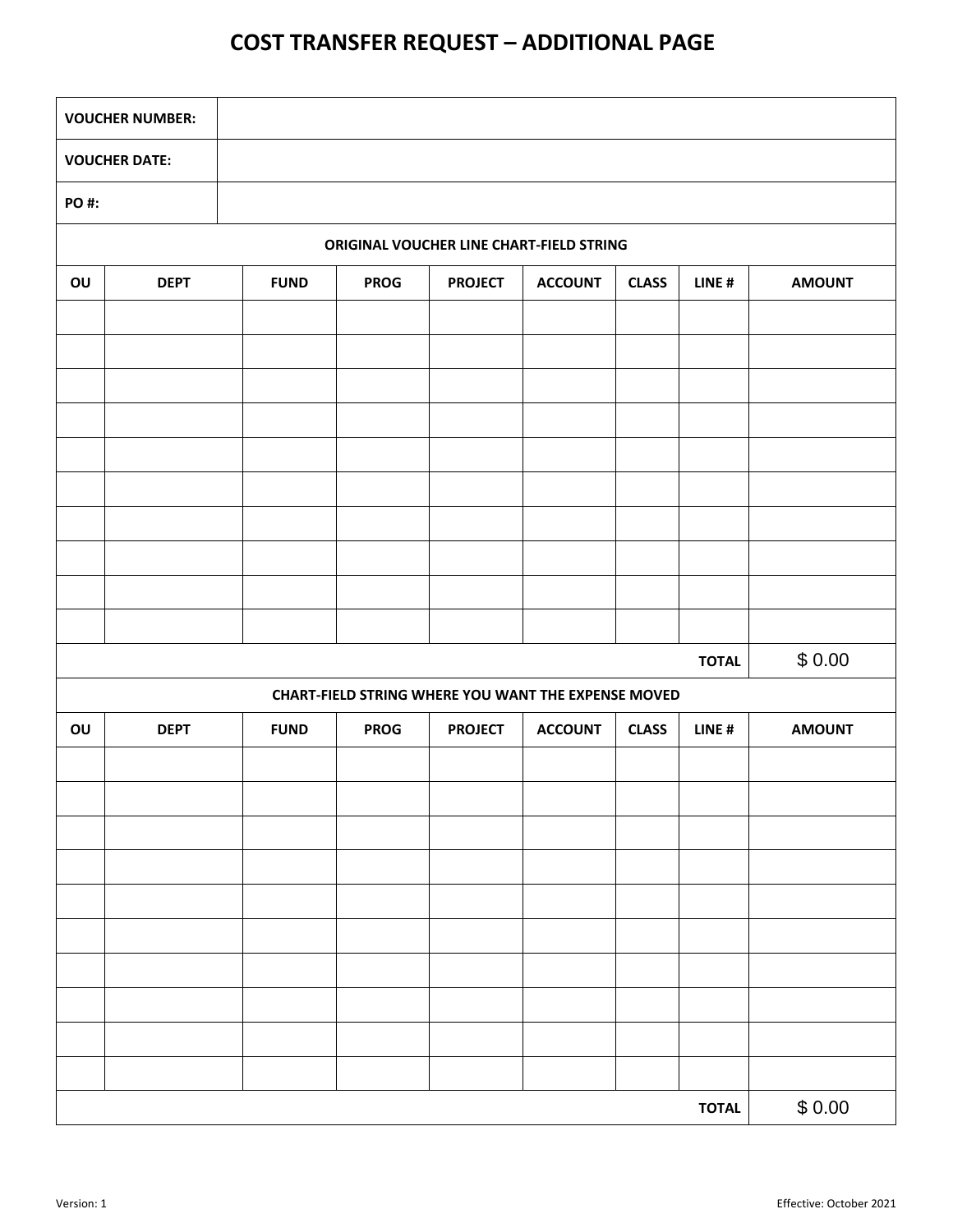# COST TRANSFER REQUEST – ADDITIONAL PAGE

| | |
|---|---|
| **VOUCHER NUMBER:** | |
| **VOUCHER DATE:** | |
| **PO #:** | |

**ORIGINAL VOUCHER LINE CHART-FIELD STRING**

| OU | DEPT | FUND | PROG | PROJECT | ACCOUNT | CLASS | LINE # | AMOUNT |
|---|---|---|---|---|---|---|---|---|
| | | | | | | | | |
| | | | | | | | | |
| | | | | | | | | |
| | | | | | | | | |
| | | | | | | | | |
| | | | | | | | | |
| | | | | | | | | |
| | | | | | | | | |
| | | | | | | | | |
| | | | | | | | | |
| | | | | | | | **TOTAL** | $ 0.00 |

**CHART-FIELD STRING WHERE YOU WANT THE EXPENSE MOVED**

| OU | DEPT | FUND | PROG | PROJECT | ACCOUNT | CLASS | LINE # | AMOUNT |
|---|---|---|---|---|---|---|---|---|
| | | | | | | | | |
| | | | | | | | | |
| | | | | | | | | |
| | | | | | | | | |
| | | | | | | | | |
| | | | | | | | | |
| | | | | | | | | |
| | | | | | | | | |
| | | | | | | | | |
| | | | | | | | | |
| | | | | | | | **TOTAL** | $ 0.00 |

Version: 1

Effective: October 2021